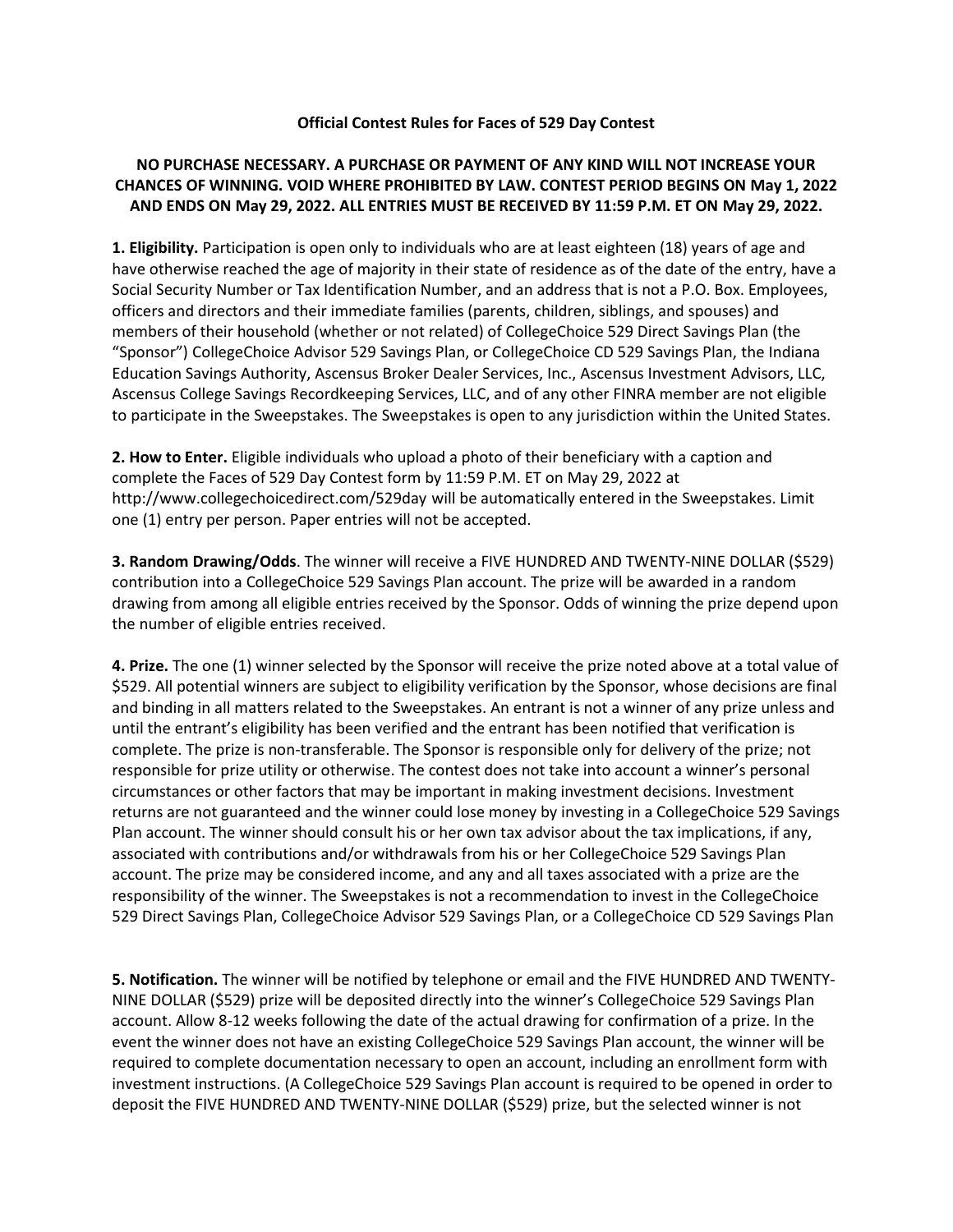**Official Contest Rules for Faces of 529 Day Contest**

**NO PURCHASE NECESSARY. A PURCHASE OR PAYMENT OF ANY KIND WILL NOT INCREASE YOUR CHANCES OF WINNING. VOID WHERE PROHIBITED BY LAW. CONTEST PERIOD BEGINS ON May 1, 2022 AND ENDS ON May 29, 2022. ALL ENTRIES MUST BE RECEIVED BY 11:59 P.M. ET ON May 29, 2022.**

**1. Eligibility.** Participation is open only to individuals who are at least eighteen (18) years of age and have otherwise reached the age of majority in their state of residence as of the date of the entry, have a Social Security Number or Tax Identification Number, and an address that is not a P.O. Box. Employees, officers and directors and their immediate families (parents, children, siblings, and spouses) and members of their household (whether or not related) of CollegeChoice 529 Direct Savings Plan (the "Sponsor") CollegeChoice Advisor 529 Savings Plan, or CollegeChoice CD 529 Savings Plan, the Indiana Education Savings Authority, Ascensus Broker Dealer Services, Inc., Ascensus Investment Advisors, LLC, Ascensus College Savings Recordkeeping Services, LLC, and of any other FINRA member are not eligible to participate in the Sweepstakes. The Sweepstakes is open to any jurisdiction within the United States.

**2. How to Enter.** Eligible individuals who upload a photo of their beneficiary with a caption and complete the Faces of 529 Day Contest form by 11:59 P.M. ET on May 29, 2022 at http://www.collegechoicedirect.com/529day will be automatically entered in the Sweepstakes. Limit one (1) entry per person. Paper entries will not be accepted.

**3. Random Drawing/Odds**. The winner will receive a FIVE HUNDRED AND TWENTY-NINE DOLLAR ($529) contribution into a CollegeChoice 529 Savings Plan account. The prize will be awarded in a random drawing from among all eligible entries received by the Sponsor. Odds of winning the prize depend upon the number of eligible entries received.

**4. Prize.** The one (1) winner selected by the Sponsor will receive the prize noted above at a total value of $529. All potential winners are subject to eligibility verification by the Sponsor, whose decisions are final and binding in all matters related to the Sweepstakes. An entrant is not a winner of any prize unless and until the entrant's eligibility has been verified and the entrant has been notified that verification is complete. The prize is non-transferable. The Sponsor is responsible only for delivery of the prize; not responsible for prize utility or otherwise. The contest does not take into account a winner's personal circumstances or other factors that may be important in making investment decisions. Investment returns are not guaranteed and the winner could lose money by investing in a CollegeChoice 529 Savings Plan account. The winner should consult his or her own tax advisor about the tax implications, if any, associated with contributions and/or withdrawals from his or her CollegeChoice 529 Savings Plan account. The prize may be considered income, and any and all taxes associated with a prize are the responsibility of the winner. The Sweepstakes is not a recommendation to invest in the CollegeChoice 529 Direct Savings Plan, CollegeChoice Advisor 529 Savings Plan, or a CollegeChoice CD 529 Savings Plan

**5. Notification.** The winner will be notified by telephone or email and the FIVE HUNDRED AND TWENTY-NINE DOLLAR ($529) prize will be deposited directly into the winner's CollegeChoice 529 Savings Plan account. Allow 8-12 weeks following the date of the actual drawing for confirmation of a prize. In the event the winner does not have an existing CollegeChoice 529 Savings Plan account, the winner will be required to complete documentation necessary to open an account, including an enrollment form with investment instructions. (A CollegeChoice 529 Savings Plan account is required to be opened in order to deposit the FIVE HUNDRED AND TWENTY-NINE DOLLAR ($529) prize, but the selected winner is not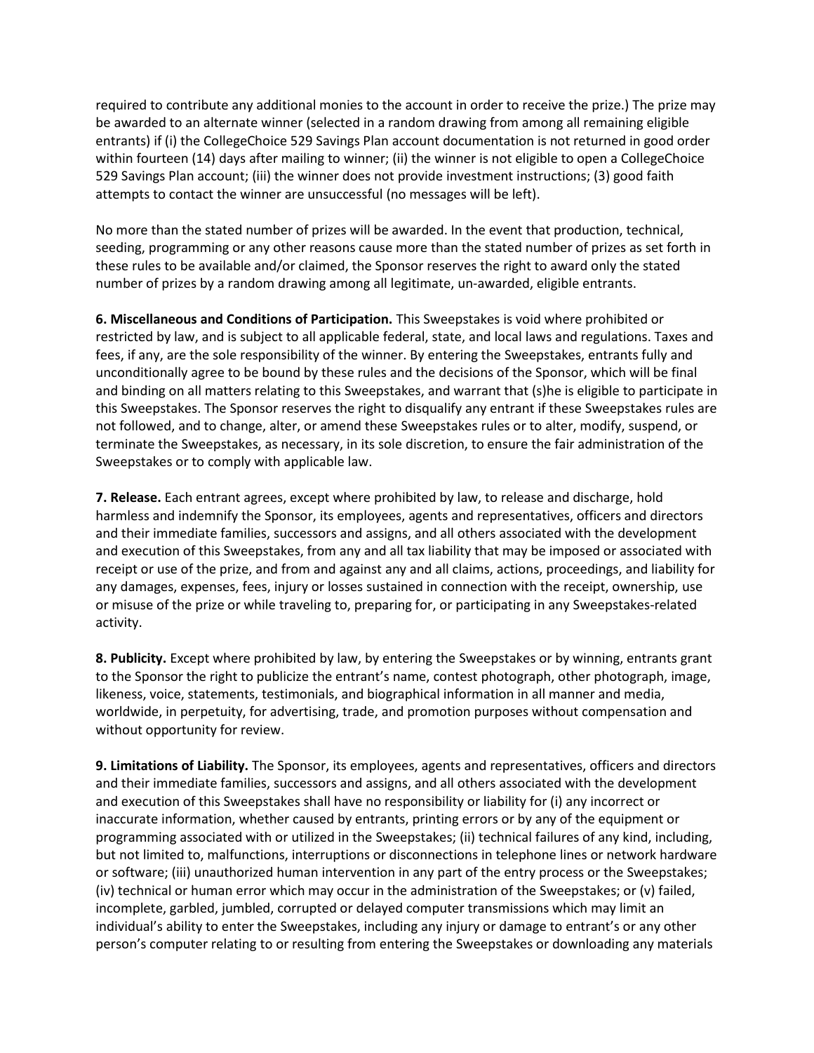required to contribute any additional monies to the account in order to receive the prize.) The prize may be awarded to an alternate winner (selected in a random drawing from among all remaining eligible entrants) if (i) the CollegeChoice 529 Savings Plan account documentation is not returned in good order within fourteen (14) days after mailing to winner; (ii) the winner is not eligible to open a CollegeChoice 529 Savings Plan account; (iii) the winner does not provide investment instructions; (3) good faith attempts to contact the winner are unsuccessful (no messages will be left).

No more than the stated number of prizes will be awarded. In the event that production, technical, seeding, programming or any other reasons cause more than the stated number of prizes as set forth in these rules to be available and/or claimed, the Sponsor reserves the right to award only the stated number of prizes by a random drawing among all legitimate, un-awarded, eligible entrants.

**6. Miscellaneous and Conditions of Participation.** This Sweepstakes is void where prohibited or restricted by law, and is subject to all applicable federal, state, and local laws and regulations. Taxes and fees, if any, are the sole responsibility of the winner. By entering the Sweepstakes, entrants fully and unconditionally agree to be bound by these rules and the decisions of the Sponsor, which will be final and binding on all matters relating to this Sweepstakes, and warrant that (s)he is eligible to participate in this Sweepstakes. The Sponsor reserves the right to disqualify any entrant if these Sweepstakes rules are not followed, and to change, alter, or amend these Sweepstakes rules or to alter, modify, suspend, or terminate the Sweepstakes, as necessary, in its sole discretion, to ensure the fair administration of the Sweepstakes or to comply with applicable law.

**7. Release.** Each entrant agrees, except where prohibited by law, to release and discharge, hold harmless and indemnify the Sponsor, its employees, agents and representatives, officers and directors and their immediate families, successors and assigns, and all others associated with the development and execution of this Sweepstakes, from any and all tax liability that may be imposed or associated with receipt or use of the prize, and from and against any and all claims, actions, proceedings, and liability for any damages, expenses, fees, injury or losses sustained in connection with the receipt, ownership, use or misuse of the prize or while traveling to, preparing for, or participating in any Sweepstakes-related activity.

**8. Publicity.** Except where prohibited by law, by entering the Sweepstakes or by winning, entrants grant to the Sponsor the right to publicize the entrant's name, contest photograph, other photograph, image, likeness, voice, statements, testimonials, and biographical information in all manner and media, worldwide, in perpetuity, for advertising, trade, and promotion purposes without compensation and without opportunity for review.

**9. Limitations of Liability.** The Sponsor, its employees, agents and representatives, officers and directors and their immediate families, successors and assigns, and all others associated with the development and execution of this Sweepstakes shall have no responsibility or liability for (i) any incorrect or inaccurate information, whether caused by entrants, printing errors or by any of the equipment or programming associated with or utilized in the Sweepstakes; (ii) technical failures of any kind, including, but not limited to, malfunctions, interruptions or disconnections in telephone lines or network hardware or software; (iii) unauthorized human intervention in any part of the entry process or the Sweepstakes; (iv) technical or human error which may occur in the administration of the Sweepstakes; or (v) failed, incomplete, garbled, jumbled, corrupted or delayed computer transmissions which may limit an individual's ability to enter the Sweepstakes, including any injury or damage to entrant's or any other person's computer relating to or resulting from entering the Sweepstakes or downloading any materials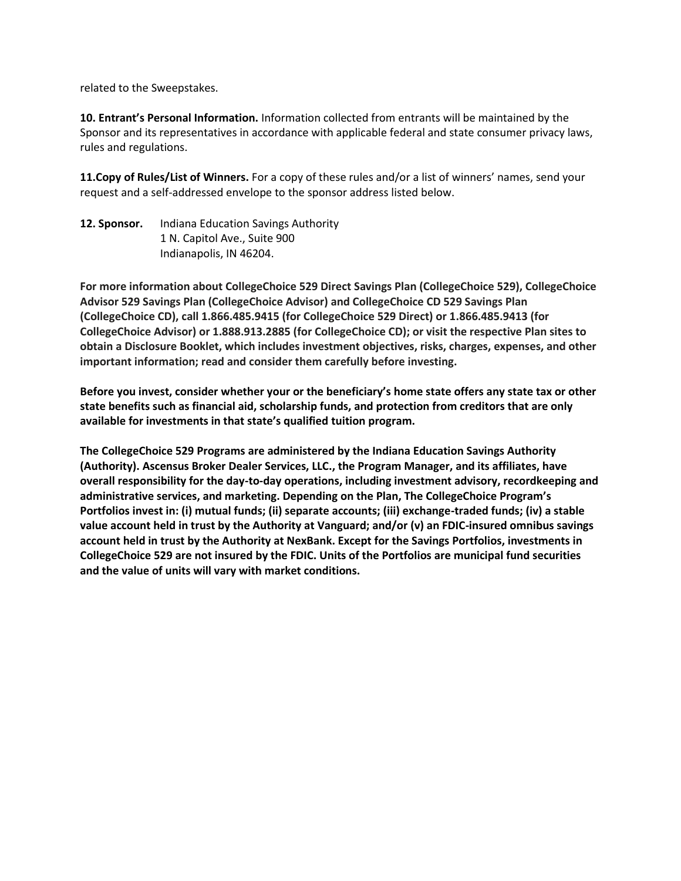related to the Sweepstakes.

**10. Entrant's Personal Information.** Information collected from entrants will be maintained by the Sponsor and its representatives in accordance with applicable federal and state consumer privacy laws, rules and regulations.

**11.Copy of Rules/List of Winners.** For a copy of these rules and/or a list of winners' names, send your request and a self-addressed envelope to the sponsor address listed below.

**12. Sponsor.** Indiana Education Savings Authority
1 N. Capitol Ave., Suite 900
Indianapolis, IN 46204.

**For more information about CollegeChoice 529 Direct Savings Plan (CollegeChoice 529), CollegeChoice Advisor 529 Savings Plan (CollegeChoice Advisor) and CollegeChoice CD 529 Savings Plan (CollegeChoice CD), call 1.866.485.9415 (for CollegeChoice 529 Direct) or 1.866.485.9413 (for CollegeChoice Advisor) or 1.888.913.2885 (for CollegeChoice CD); or visit the respective Plan sites to obtain a Disclosure Booklet, which includes investment objectives, risks, charges, expenses, and other important information; read and consider them carefully before investing.**

**Before you invest, consider whether your or the beneficiary's home state offers any state tax or other state benefits such as financial aid, scholarship funds, and protection from creditors that are only available for investments in that state's qualified tuition program.**

**The CollegeChoice 529 Programs are administered by the Indiana Education Savings Authority (Authority). Ascensus Broker Dealer Services, LLC., the Program Manager, and its affiliates, have overall responsibility for the day-to-day operations, including investment advisory, recordkeeping and administrative services, and marketing. Depending on the Plan, The CollegeChoice Program's Portfolios invest in: (i) mutual funds; (ii) separate accounts; (iii) exchange-traded funds; (iv) a stable value account held in trust by the Authority at Vanguard; and/or (v) an FDIC-insured omnibus savings account held in trust by the Authority at NexBank. Except for the Savings Portfolios, investments in CollegeChoice 529 are not insured by the FDIC. Units of the Portfolios are municipal fund securities and the value of units will vary with market conditions.**